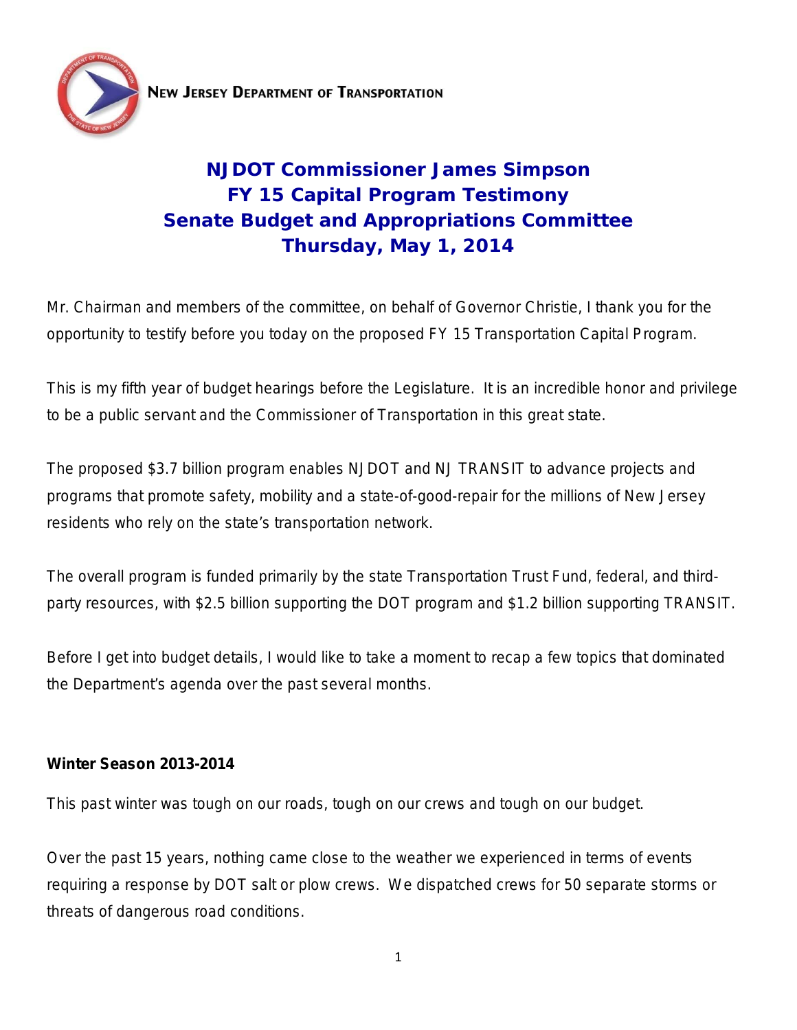**New Jersey Department of Transportation**

# NJDOT Commissioner James Simpson
# FY 15 Capital Program Testimony
# Senate Budget and Appropriations Committee
# Thursday, May 1, 2014

Mr. Chairman and members of the committee, on behalf of Governor Christie, I thank you for the opportunity to testify before you today on the proposed FY 15 Transportation Capital Program.

This is my fifth year of budget hearings before the Legislature. It is an incredible honor and privilege to be a public servant and the Commissioner of Transportation in this great state.

The proposed $3.7 billion program enables NJDOT and NJ TRANSIT to advance projects and programs that promote safety, mobility and a state-of-good-repair for the millions of New Jersey residents who rely on the state's transportation network.

The overall program is funded primarily by the state Transportation Trust Fund, federal, and third-party resources, with $2.5 billion supporting the DOT program and $1.2 billion supporting TRANSIT.

Before I get into budget details, I would like to take a moment to recap a few topics that dominated the Department's agenda over the past several months.

**Winter Season 2013-2014**

This past winter was tough on our roads, tough on our crews and tough on our budget.

Over the past 15 years, nothing came close to the weather we experienced in terms of events requiring a response by DOT salt or plow crews. We dispatched crews for 50 separate storms or threats of dangerous road conditions.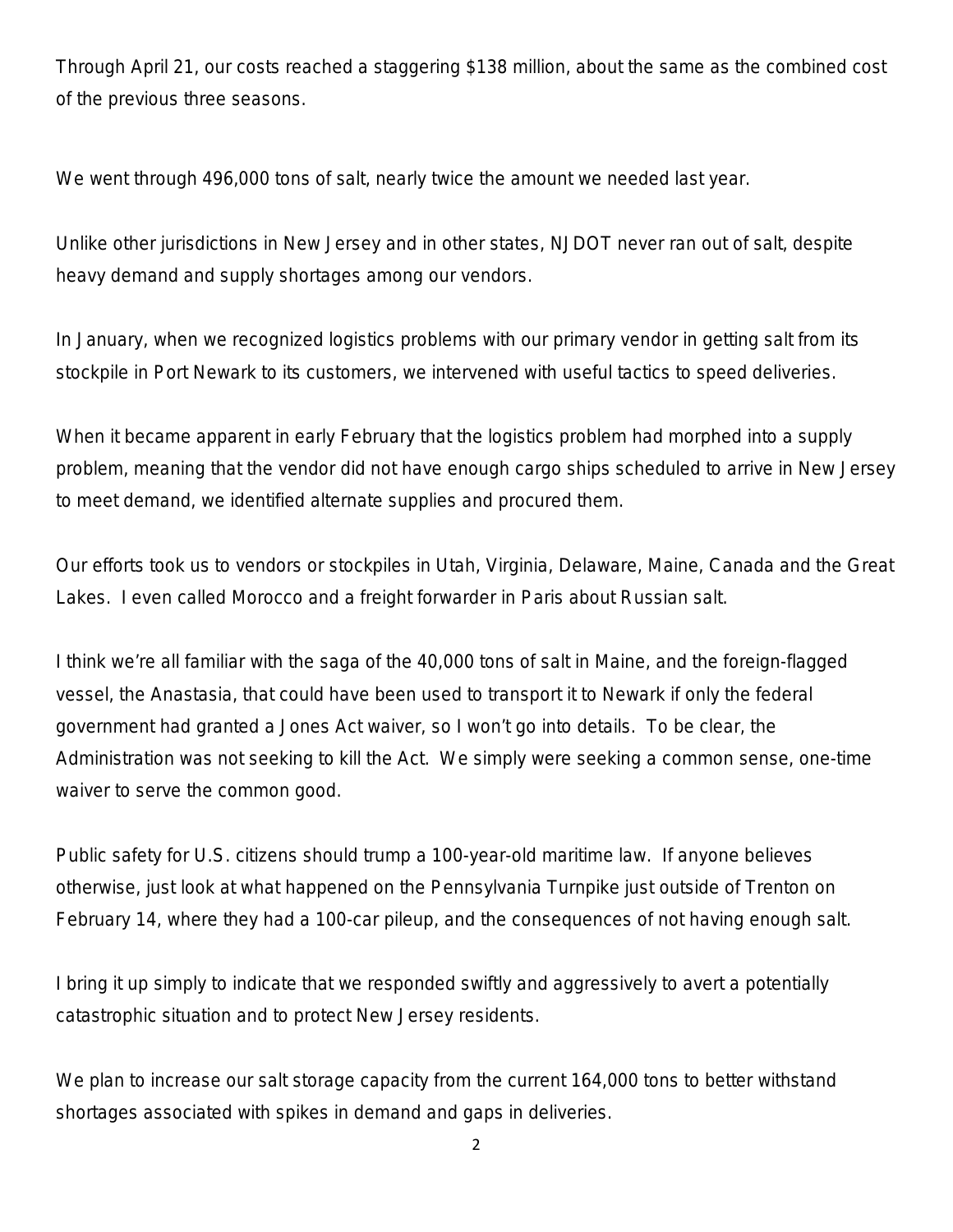Through April 21, our costs reached a staggering $138 million, about the same as the combined cost of the previous three seasons.

We went through 496,000 tons of salt, nearly twice the amount we needed last year.

Unlike other jurisdictions in New Jersey and in other states, NJDOT never ran out of salt, despite heavy demand and supply shortages among our vendors.

In January, when we recognized logistics problems with our primary vendor in getting salt from its stockpile in Port Newark to its customers, we intervened with useful tactics to speed deliveries.

When it became apparent in early February that the logistics problem had morphed into a supply problem, meaning that the vendor did not have enough cargo ships scheduled to arrive in New Jersey to meet demand, we identified alternate supplies and procured them.

Our efforts took us to vendors or stockpiles in Utah, Virginia, Delaware, Maine, Canada and the Great Lakes. I even called Morocco and a freight forwarder in Paris about Russian salt.

I think we're all familiar with the saga of the 40,000 tons of salt in Maine, and the foreign-flagged vessel, the Anastasia, that could have been used to transport it to Newark if only the federal government had granted a Jones Act waiver, so I won't go into details. To be clear, the Administration was not seeking to kill the Act. We simply were seeking a common sense, one-time waiver to serve the common good.

Public safety for U.S. citizens should trump a 100-year-old maritime law. If anyone believes otherwise, just look at what happened on the Pennsylvania Turnpike just outside of Trenton on February 14, where they had a 100-car pileup, and the consequences of not having enough salt.

I bring it up simply to indicate that we responded swiftly and aggressively to avert a potentially catastrophic situation and to protect New Jersey residents.

We plan to increase our salt storage capacity from the current 164,000 tons to better withstand shortages associated with spikes in demand and gaps in deliveries.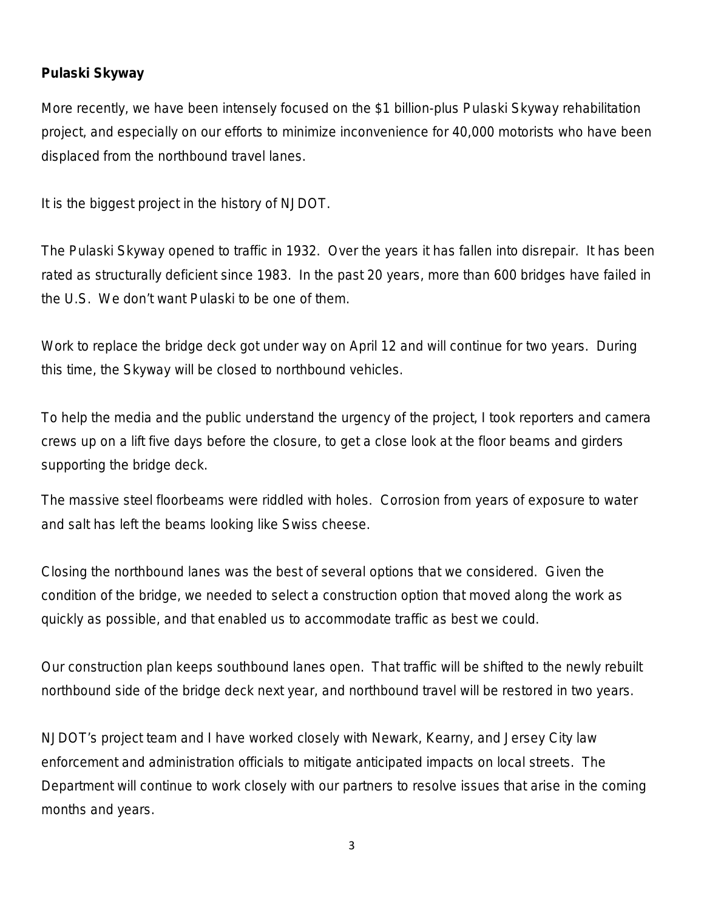**Pulaski Skyway**

More recently, we have been intensely focused on the $1 billion-plus Pulaski Skyway rehabilitation project, and especially on our efforts to minimize inconvenience for 40,000 motorists who have been displaced from the northbound travel lanes.

It is the biggest project in the history of NJDOT.

The Pulaski Skyway opened to traffic in 1932. Over the years it has fallen into disrepair. It has been rated as structurally deficient since 1983. In the past 20 years, more than 600 bridges have failed in the U.S. We don't want Pulaski to be one of them.

Work to replace the bridge deck got under way on April 12 and will continue for two years. During this time, the Skyway will be closed to northbound vehicles.

To help the media and the public understand the urgency of the project, I took reporters and camera crews up on a lift five days before the closure, to get a close look at the floor beams and girders supporting the bridge deck.

The massive steel floorbeams were riddled with holes. Corrosion from years of exposure to water and salt has left the beams looking like Swiss cheese.

Closing the northbound lanes was the best of several options that we considered. Given the condition of the bridge, we needed to select a construction option that moved along the work as quickly as possible, and that enabled us to accommodate traffic as best we could.

Our construction plan keeps southbound lanes open. That traffic will be shifted to the newly rebuilt northbound side of the bridge deck next year, and northbound travel will be restored in two years.

NJDOT's project team and I have worked closely with Newark, Kearny, and Jersey City law enforcement and administration officials to mitigate anticipated impacts on local streets. The Department will continue to work closely with our partners to resolve issues that arise in the coming months and years.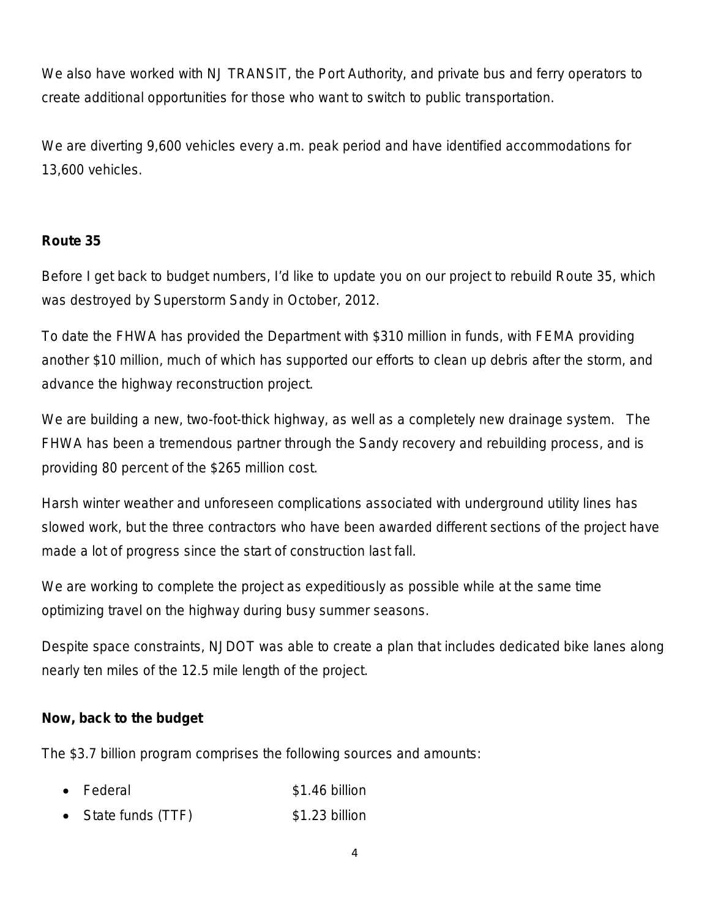We also have worked with NJ TRANSIT, the Port Authority, and private bus and ferry operators to create additional opportunities for those who want to switch to public transportation.

We are diverting 9,600 vehicles every a.m. peak period and have identified accommodations for 13,600 vehicles.

**Route 35**

Before I get back to budget numbers, I'd like to update you on our project to rebuild Route 35, which was destroyed by Superstorm Sandy in October, 2012.

To date the FHWA has provided the Department with $310 million in funds, with FEMA providing another $10 million, much of which has supported our efforts to clean up debris after the storm, and advance the highway reconstruction project.

We are building a new, two-foot-thick highway, as well as a completely new drainage system. The FHWA has been a tremendous partner through the Sandy recovery and rebuilding process, and is providing 80 percent of the $265 million cost.

Harsh winter weather and unforeseen complications associated with underground utility lines has slowed work, but the three contractors who have been awarded different sections of the project have made a lot of progress since the start of construction last fall.

We are working to complete the project as expeditiously as possible while at the same time optimizing travel on the highway during busy summer seasons.

Despite space constraints, NJDOT was able to create a plan that includes dedicated bike lanes along nearly ten miles of the 12.5 mile length of the project.

**Now, back to the budget**

The $3.7 billion program comprises the following sources and amounts:

- Federal $1.46 billion
- State funds (TTF) $1.23 billion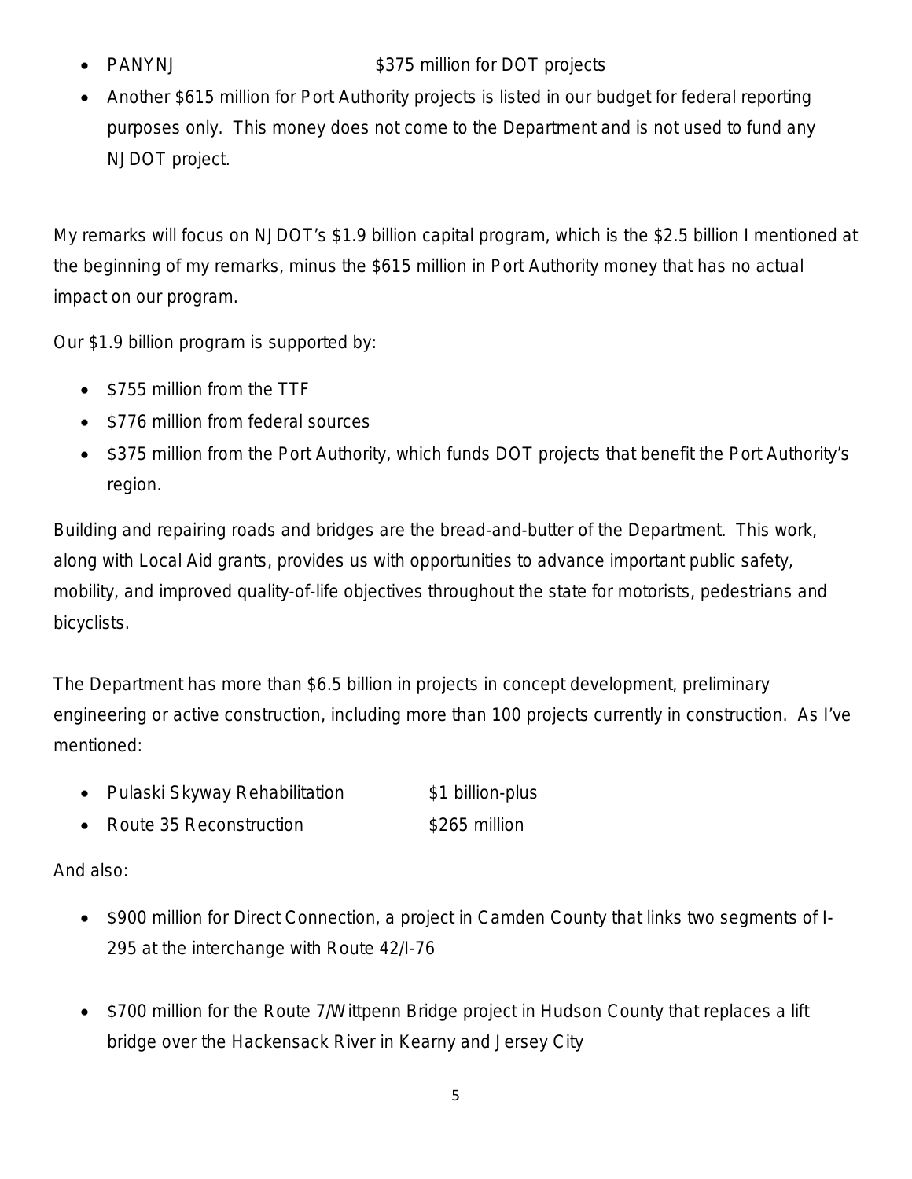- PANYNJ $375 million for DOT projects
- Another $615 million for Port Authority projects is listed in our budget for federal reporting purposes only. This money does not come to the Department and is not used to fund any NJDOT project.

My remarks will focus on NJDOT's $1.9 billion capital program, which is the $2.5 billion I mentioned at the beginning of my remarks, minus the $615 million in Port Authority money that has no actual impact on our program.

Our $1.9 billion program is supported by:

- $755 million from the TTF
- $776 million from federal sources
- $375 million from the Port Authority, which funds DOT projects that benefit the Port Authority's region.

Building and repairing roads and bridges are the bread-and-butter of the Department. This work, along with Local Aid grants, provides us with opportunities to advance important public safety, mobility, and improved quality-of-life objectives throughout the state for motorists, pedestrians and bicyclists.

The Department has more than $6.5 billion in projects in concept development, preliminary engineering or active construction, including more than 100 projects currently in construction. As I've mentioned:

- Pulaski Skyway Rehabilitation $1 billion-plus
- Route 35 Reconstruction $265 million

And also:

- $900 million for Direct Connection, a project in Camden County that links two segments of I-295 at the interchange with Route 42/I-76

- $700 million for the Route 7/Wittpenn Bridge project in Hudson County that replaces a lift bridge over the Hackensack River in Kearny and Jersey City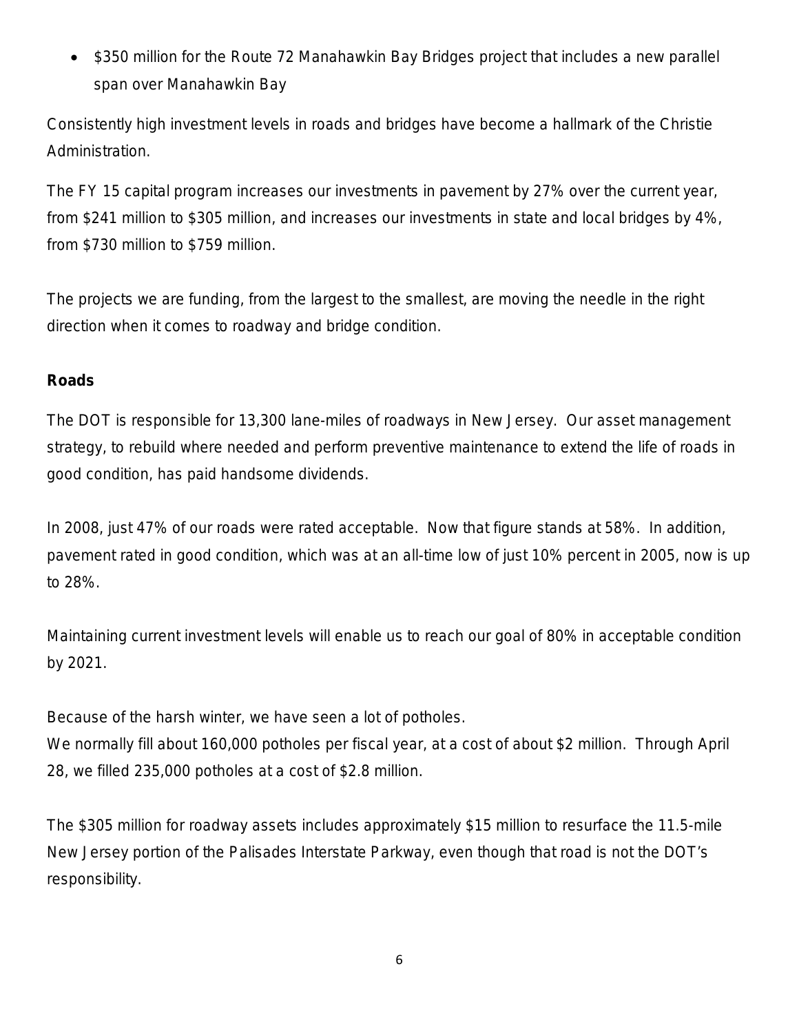- $350 million for the Route 72 Manahawkin Bay Bridges project that includes a new parallel span over Manahawkin Bay

Consistently high investment levels in roads and bridges have become a hallmark of the Christie Administration.

The FY 15 capital program increases our investments in pavement by 27% over the current year, from $241 million to $305 million, and increases our investments in state and local bridges by 4%, from $730 million to $759 million.

The projects we are funding, from the largest to the smallest, are moving the needle in the right direction when it comes to roadway and bridge condition.

**Roads**

The DOT is responsible for 13,300 lane-miles of roadways in New Jersey. Our asset management strategy, to rebuild where needed and perform preventive maintenance to extend the life of roads in good condition, has paid handsome dividends.

In 2008, just 47% of our roads were rated acceptable. Now that figure stands at 58%. In addition, pavement rated in good condition, which was at an all-time low of just 10% percent in 2005, now is up to 28%.

Maintaining current investment levels will enable us to reach our goal of 80% in acceptable condition by 2021.

Because of the harsh winter, we have seen a lot of potholes.
We normally fill about 160,000 potholes per fiscal year, at a cost of about $2 million. Through April 28, we filled 235,000 potholes at a cost of $2.8 million.

The $305 million for roadway assets includes approximately $15 million to resurface the 11.5-mile New Jersey portion of the Palisades Interstate Parkway, even though that road is not the DOT's responsibility.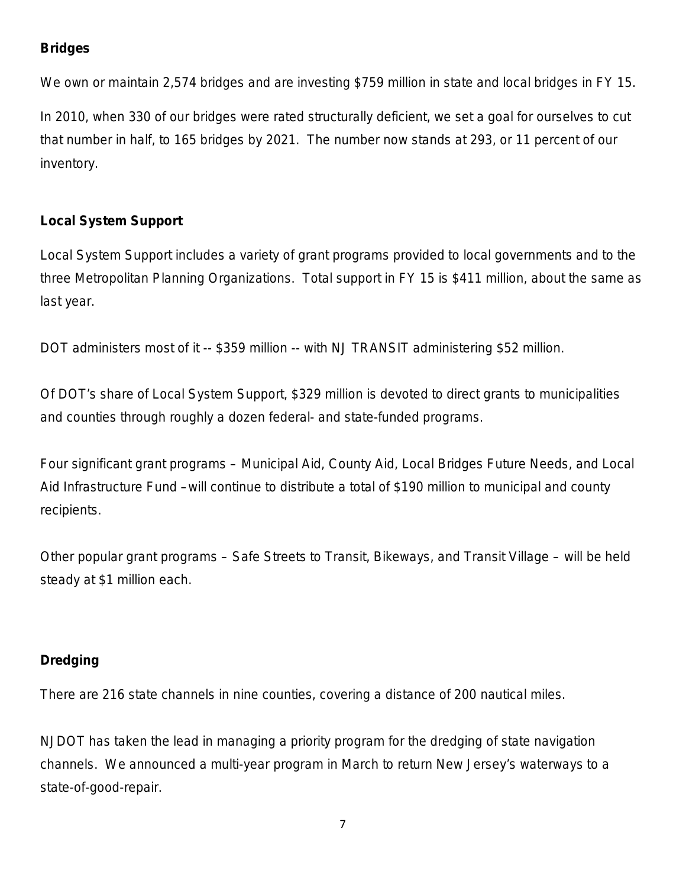**Bridges**

We own or maintain 2,574 bridges and are investing $759 million in state and local bridges in FY 15.

In 2010, when 330 of our bridges were rated structurally deficient, we set a goal for ourselves to cut that number in half, to 165 bridges by 2021. The number now stands at 293, or 11 percent of our inventory.

**Local System Support**

Local System Support includes a variety of grant programs provided to local governments and to the three Metropolitan Planning Organizations. Total support in FY 15 is $411 million, about the same as last year.

DOT administers most of it -- $359 million -- with NJ TRANSIT administering $52 million.

Of DOT's share of Local System Support, $329 million is devoted to direct grants to municipalities and counties through roughly a dozen federal- and state-funded programs.

Four significant grant programs – Municipal Aid, County Aid, Local Bridges Future Needs, and Local Aid Infrastructure Fund –will continue to distribute a total of $190 million to municipal and county recipients.

Other popular grant programs – Safe Streets to Transit, Bikeways, and Transit Village – will be held steady at $1 million each.

**Dredging**

There are 216 state channels in nine counties, covering a distance of 200 nautical miles.

NJDOT has taken the lead in managing a priority program for the dredging of state navigation channels. We announced a multi-year program in March to return New Jersey's waterways to a state-of-good-repair.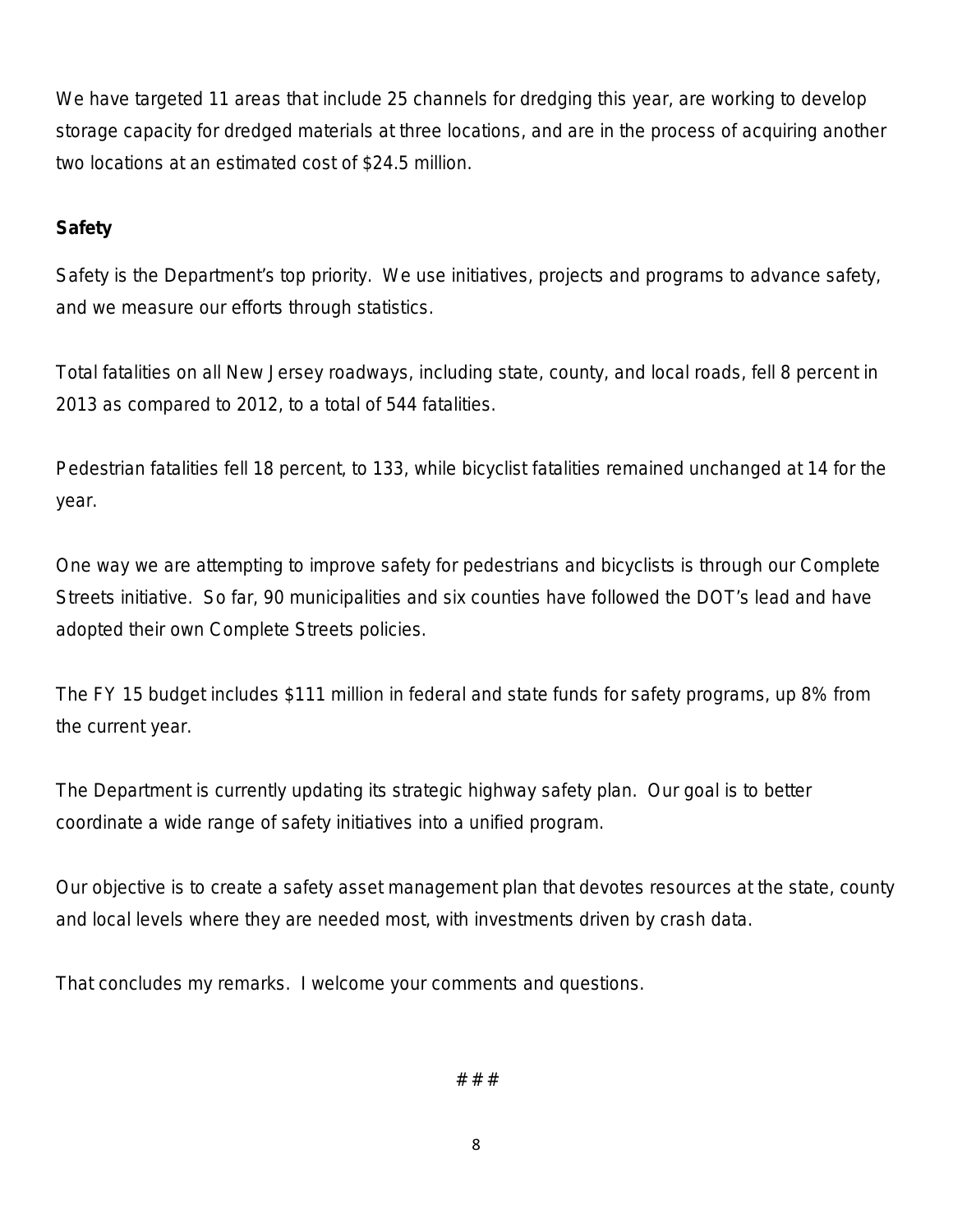We have targeted 11 areas that include 25 channels for dredging this year, are working to develop storage capacity for dredged materials at three locations, and are in the process of acquiring another two locations at an estimated cost of $24.5 million.

**Safety**

Safety is the Department's top priority. We use initiatives, projects and programs to advance safety, and we measure our efforts through statistics.

Total fatalities on all New Jersey roadways, including state, county, and local roads, fell 8 percent in 2013 as compared to 2012, to a total of 544 fatalities.

Pedestrian fatalities fell 18 percent, to 133, while bicyclist fatalities remained unchanged at 14 for the year.

One way we are attempting to improve safety for pedestrians and bicyclists is through our Complete Streets initiative. So far, 90 municipalities and six counties have followed the DOT's lead and have adopted their own Complete Streets policies.

The FY 15 budget includes $111 million in federal and state funds for safety programs, up 8% from the current year.

The Department is currently updating its strategic highway safety plan. Our goal is to better coordinate a wide range of safety initiatives into a unified program.

Our objective is to create a safety asset management plan that devotes resources at the state, county and local levels where they are needed most, with investments driven by crash data.

That concludes my remarks. I welcome your comments and questions.

# # #